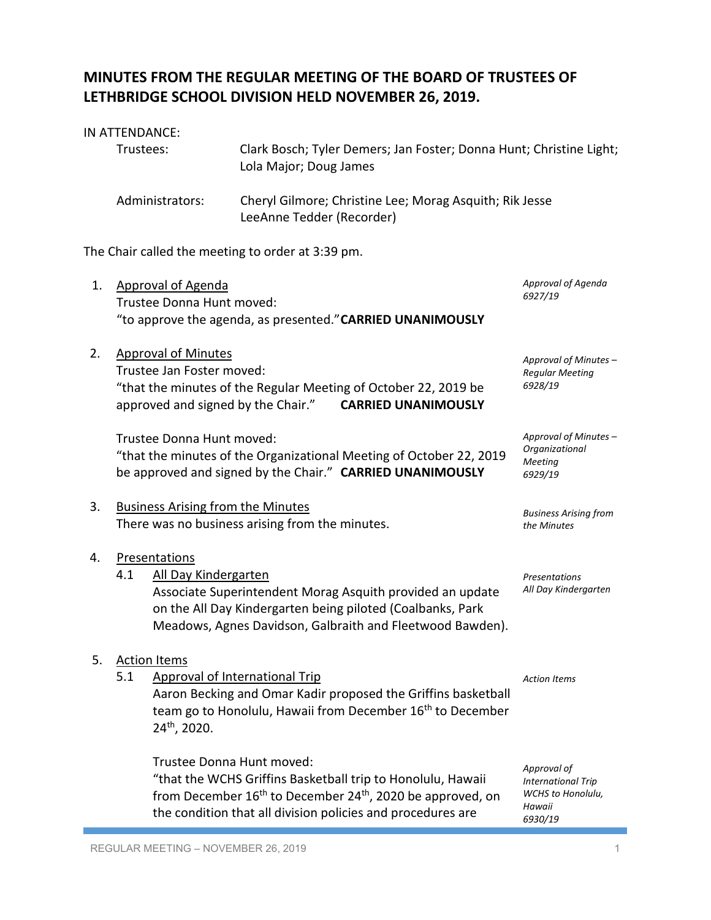# MINUTES FROM THE REGULAR MEETING OF THE BOARD OF TRUSTEES OF LETHBRIDGE SCHOOL DIVISION HELD NOVEMBER 26, 2019.

IN ATTENDANCE:

Trustees: Clark Bosch; Tyler Demers; Jan Foster; Donna Hunt; Christine Light; Lola Major; Doug James

Administrators: Cheryl Gilmore; Christine Lee; Morag Asquith; Rik Jesse
LeeAnne Tedder (Recorder)

The Chair called the meeting to order at 3:39 pm.

1. Approval of Agenda
   Trustee Donna Hunt moved:
   "to approve the agenda, as presented." **CARRIED UNANIMOUSLY**

   *Approval of Agenda 6927/19*

2. Approval of Minutes
   Trustee Jan Foster moved:
   "that the minutes of the Regular Meeting of October 22, 2019 be approved and signed by the Chair." **CARRIED UNANIMOUSLY**

   *Approval of Minutes – Regular Meeting 6928/19*

   Trustee Donna Hunt moved:
   "that the minutes of the Organizational Meeting of October 22, 2019 be approved and signed by the Chair." **CARRIED UNANIMOUSLY**

   *Approval of Minutes – Organizational Meeting 6929/19*

3. Business Arising from the Minutes
   There was no business arising from the minutes.

   *Business Arising from the Minutes*

4. Presentations
   4.1 All Day Kindergarten
   Associate Superintendent Morag Asquith provided an update on the All Day Kindergarten being piloted (Coalbanks, Park Meadows, Agnes Davidson, Galbraith and Fleetwood Bawden).

   *Presentations All Day Kindergarten*

5. Action Items
   5.1 Approval of International Trip
   Aaron Becking and Omar Kadir proposed the Griffins basketball team go to Honolulu, Hawaii from December 16th to December 24th, 2020.

   *Action Items*

   Trustee Donna Hunt moved:
   "that the WCHS Griffins Basketball trip to Honolulu, Hawaii from December 16th to December 24th, 2020 be approved, on the condition that all division policies and procedures are

   *Approval of International Trip WCHS to Honolulu, Hawaii 6930/19*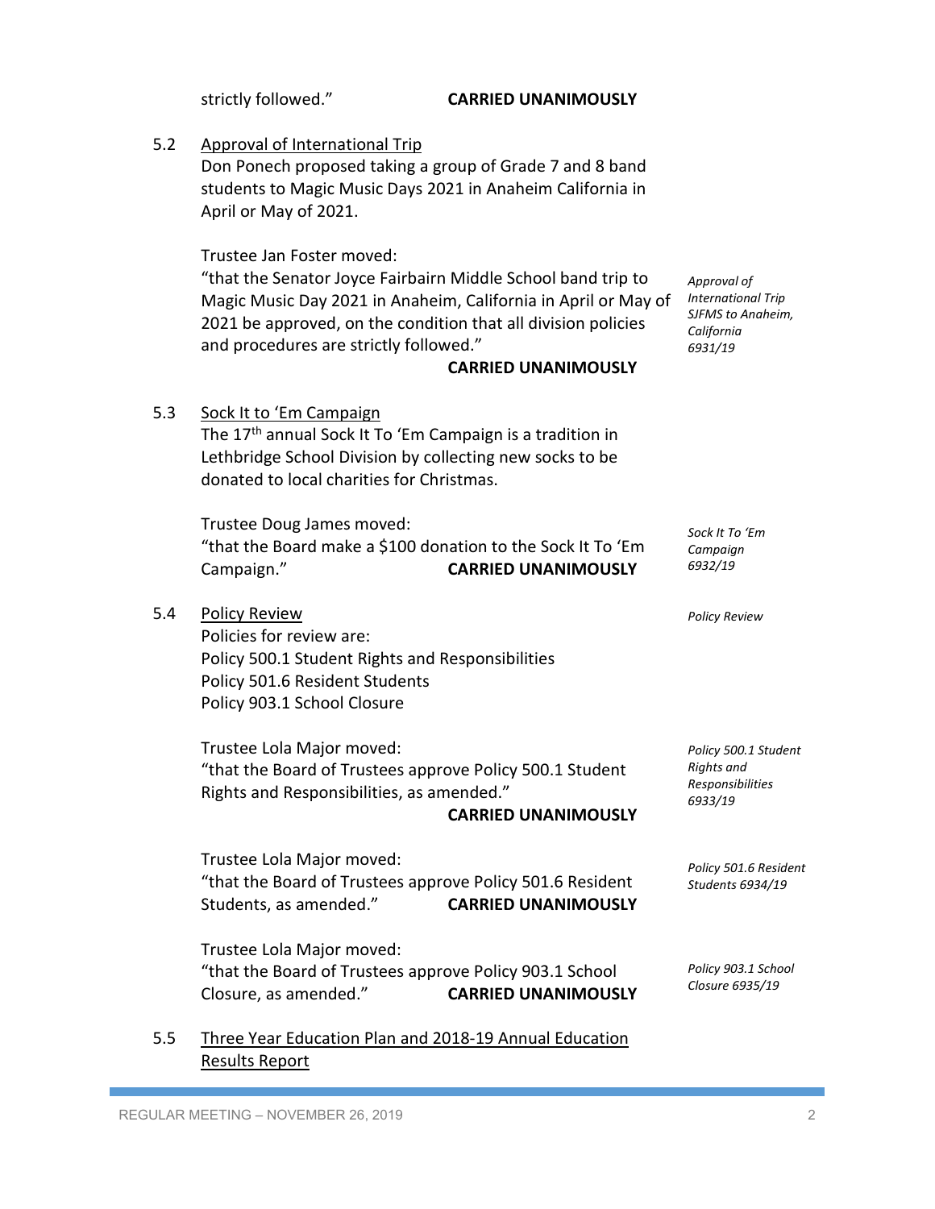strictly followed." **CARRIED UNANIMOUSLY**

5.2 Approval of International Trip

Don Ponech proposed taking a group of Grade 7 and 8 band students to Magic Music Days 2021 in Anaheim California in April or May of 2021.

Trustee Jan Foster moved:

"that the Senator Joyce Fairbairn Middle School band trip to Magic Music Day 2021 in Anaheim, California in April or May of 2021 be approved, on the condition that all division policies and procedures are strictly followed."

**CARRIED UNANIMOUSLY**

*Approval of International Trip SJFMS to Anaheim, California 6931/19*

5.3 Sock It to 'Em Campaign

The 17th annual Sock It To 'Em Campaign is a tradition in Lethbridge School Division by collecting new socks to be donated to local charities for Christmas.

Trustee Doug James moved:

"that the Board make a $100 donation to the Sock It To 'Em Campaign." **CARRIED UNANIMOUSLY**

*Sock It To 'Em Campaign 6932/19*

5.4 Policy Review

*Policy Review*

Policies for review are:

Policy 500.1 Student Rights and Responsibilities
Policy 501.6 Resident Students
Policy 903.1 School Closure

Trustee Lola Major moved:

"that the Board of Trustees approve Policy 500.1 Student Rights and Responsibilities, as amended."

**CARRIED UNANIMOUSLY**

*Policy 500.1 Student Rights and Responsibilities 6933/19*

Trustee Lola Major moved:

"that the Board of Trustees approve Policy 501.6 Resident Students, as amended." **CARRIED UNANIMOUSLY**

*Policy 501.6 Resident Students 6934/19*

Trustee Lola Major moved:

"that the Board of Trustees approve Policy 903.1 School Closure, as amended." **CARRIED UNANIMOUSLY**

*Policy 903.1 School Closure 6935/19*

5.5 Three Year Education Plan and 2018-19 Annual Education Results Report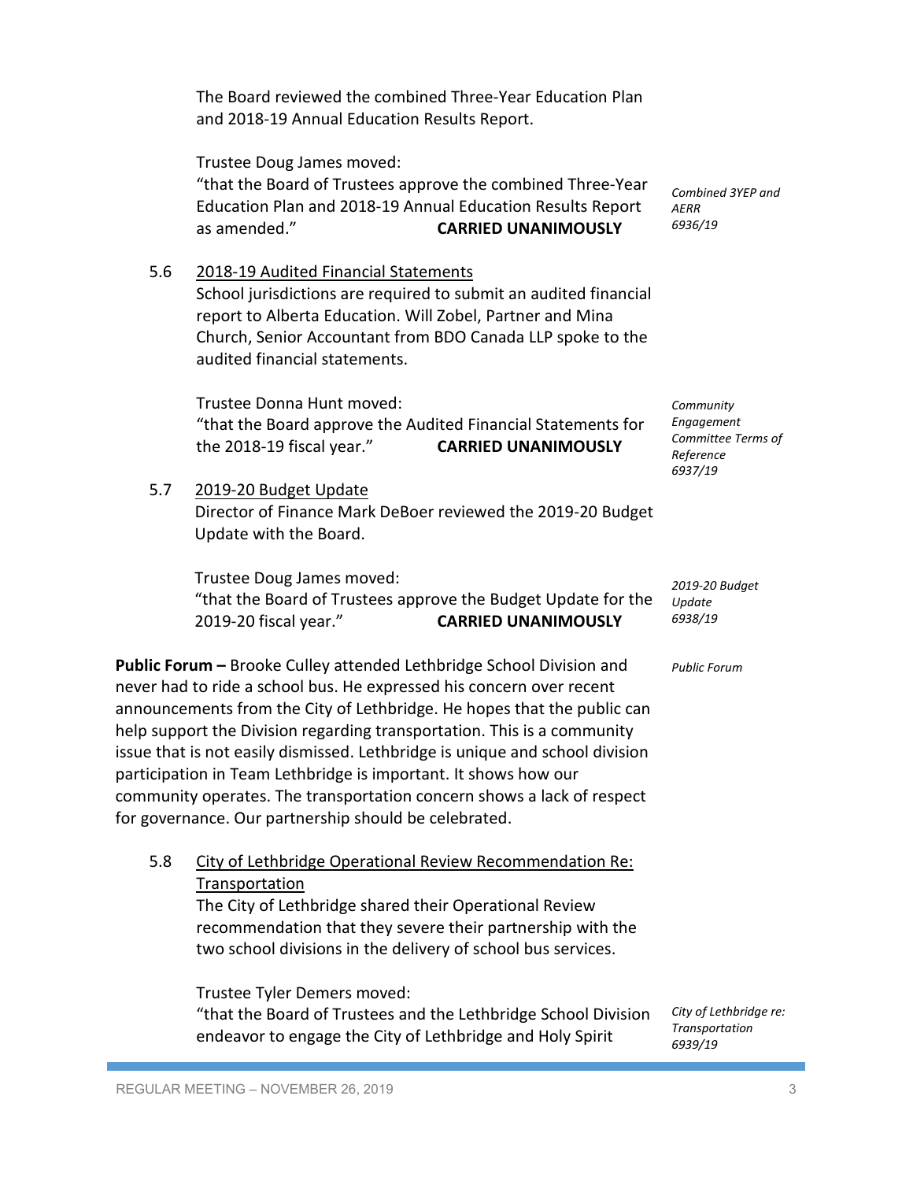The Board reviewed the combined Three-Year Education Plan and 2018-19 Annual Education Results Report.

Trustee Doug James moved:
"that the Board of Trustees approve the combined Three-Year Education Plan and 2018-19 Annual Education Results Report as amended." **CARRIED UNANIMOUSLY**

*Combined 3YEP and AERR 6936/19*

5.6 2018-19 Audited Financial Statements

School jurisdictions are required to submit an audited financial report to Alberta Education. Will Zobel, Partner and Mina Church, Senior Accountant from BDO Canada LLP spoke to the audited financial statements.

Trustee Donna Hunt moved:
"that the Board approve the Audited Financial Statements for the 2018-19 fiscal year." **CARRIED UNANIMOUSLY**

*Community Engagement Committee Terms of Reference 6937/19*

5.7 2019-20 Budget Update

Director of Finance Mark DeBoer reviewed the 2019-20 Budget Update with the Board.

Trustee Doug James moved:
"that the Board of Trustees approve the Budget Update for the 2019-20 fiscal year." **CARRIED UNANIMOUSLY**

*2019-20 Budget Update 6938/19*

**Public Forum –** Brooke Culley attended Lethbridge School Division and never had to ride a school bus. He expressed his concern over recent announcements from the City of Lethbridge. He hopes that the public can help support the Division regarding transportation. This is a community issue that is not easily dismissed. Lethbridge is unique and school division participation in Team Lethbridge is important. It shows how our community operates. The transportation concern shows a lack of respect for governance. Our partnership should be celebrated.

*Public Forum*

5.8 City of Lethbridge Operational Review Recommendation Re: Transportation

The City of Lethbridge shared their Operational Review recommendation that they sever their partnership with the two school divisions in the delivery of school bus services.

Trustee Tyler Demers moved:
"that the Board of Trustees and the Lethbridge School Division endeavor to engage the City of Lethbridge and Holy Spirit

*City of Lethbridge re: Transportation 6939/19*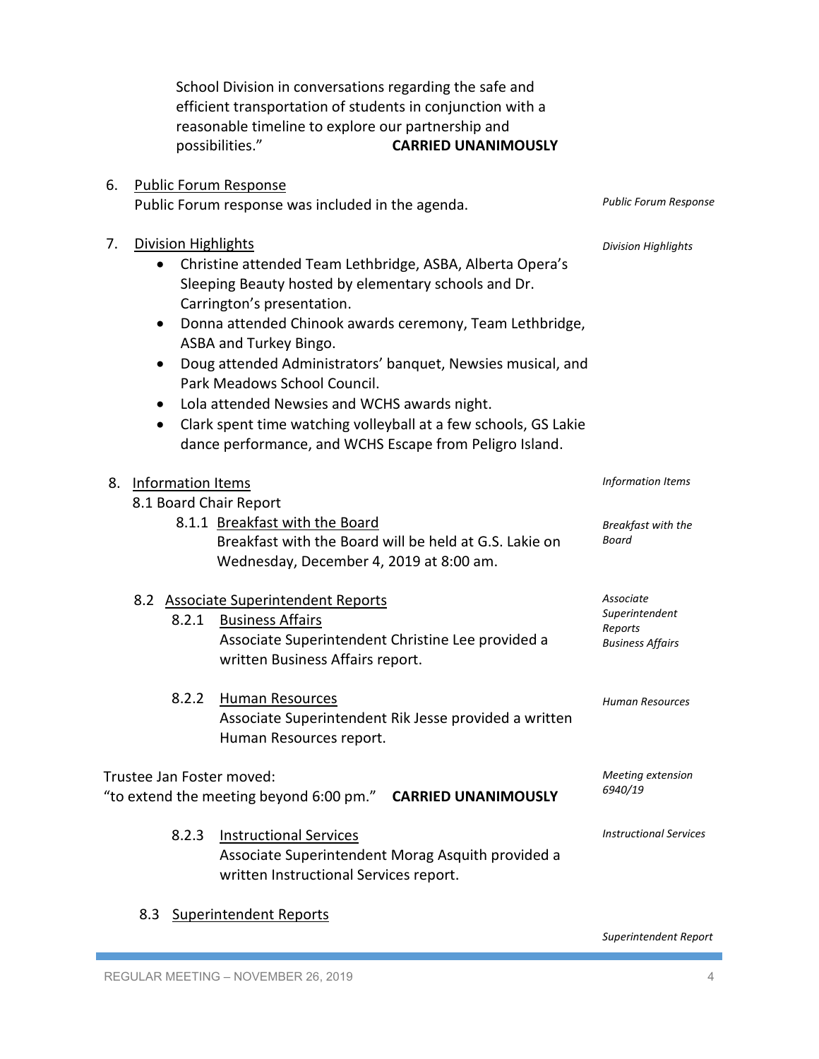School Division in conversations regarding the safe and efficient transportation of students in conjunction with a reasonable timeline to explore our partnership and possibilities." **CARRIED UNANIMOUSLY**

6. Public Forum Response

*Public Forum Response*

Public Forum response was included in the agenda.

7. Division Highlights

*Division Highlights*

- Christine attended Team Lethbridge, ASBA, Alberta Opera's Sleeping Beauty hosted by elementary schools and Dr. Carrington's presentation.
- Donna attended Chinook awards ceremony, Team Lethbridge, ASBA and Turkey Bingo.
- Doug attended Administrators' banquet, Newsies musical, and Park Meadows School Council.
- Lola attended Newsies and WCHS awards night.
- Clark spent time watching volleyball at a few schools, GS Lakie dance performance, and WCHS Escape from Peligro Island.

8. Information Items

*Information Items*

8.1 Board Chair Report

8.1.1 Breakfast with the Board

*Breakfast with the Board*

Breakfast with the Board will be held at G.S. Lakie on Wednesday, December 4, 2019 at 8:00 am.

8.2 Associate Superintendent Reports

*Associate Superintendent Reports*

8.2.1 Business Affairs

*Business Affairs*

Associate Superintendent Christine Lee provided a written Business Affairs report.

8.2.2 Human Resources

*Human Resources*

Associate Superintendent Rik Jesse provided a written Human Resources report.

Trustee Jan Foster moved:

*Meeting extension 6940/19*

"to extend the meeting beyond 6:00 pm." **CARRIED UNANIMOUSLY**

8.2.3 Instructional Services

*Instructional Services*

Associate Superintendent Morag Asquith provided a written Instructional Services report.

8.3 Superintendent Reports

*Superintendent Report*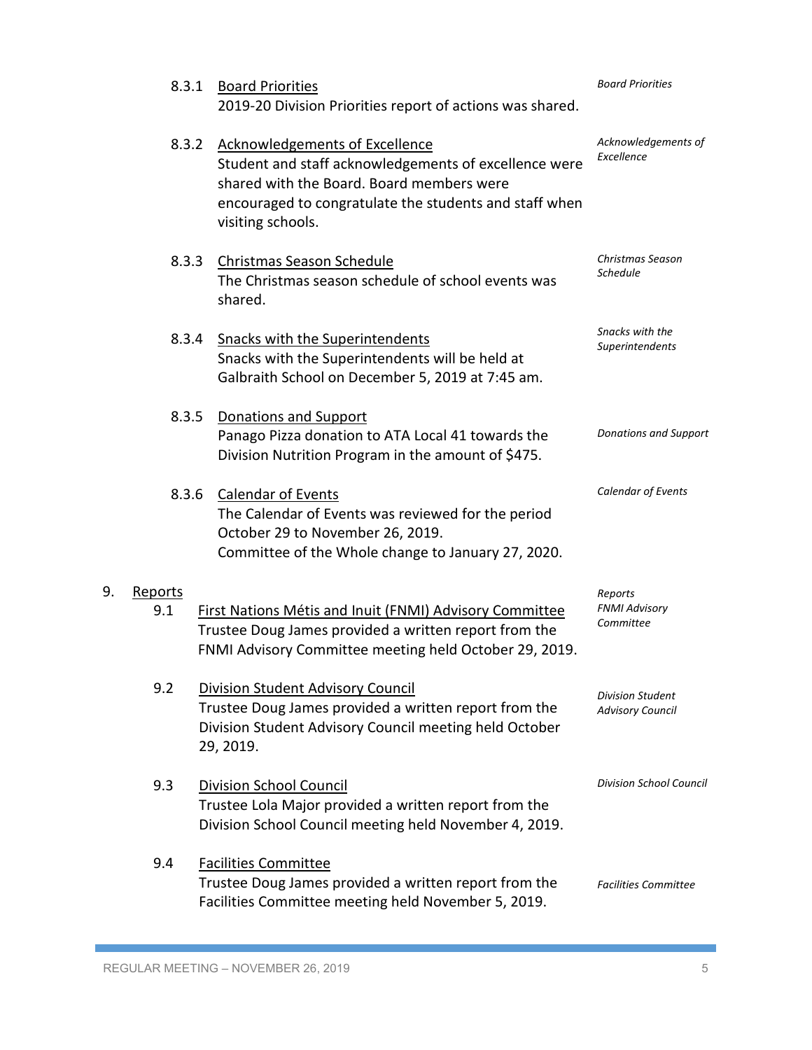8.3.1 Board Priorities
2019-20 Division Priorities report of actions was shared.

*Board Priorities*

8.3.2 Acknowledgements of Excellence
Student and staff acknowledgements of excellence were shared with the Board. Board members were encouraged to congratulate the students and staff when visiting schools.

*Acknowledgements of Excellence*

8.3.3 Christmas Season Schedule
The Christmas season schedule of school events was shared.

*Christmas Season Schedule*

8.3.4 Snacks with the Superintendents
Snacks with the Superintendents will be held at Galbraith School on December 5, 2019 at 7:45 am.

*Snacks with the Superintendents*

8.3.5 Donations and Support
Panago Pizza donation to ATA Local 41 towards the Division Nutrition Program in the amount of $475.

*Donations and Support*

8.3.6 Calendar of Events
The Calendar of Events was reviewed for the period October 29 to November 26, 2019.
Committee of the Whole change to January 27, 2020.

*Calendar of Events*

9. Reports

*Reports*

9.1 First Nations Métis and Inuit (FNMI) Advisory Committee
Trustee Doug James provided a written report from the FNMI Advisory Committee meeting held October 29, 2019.

*FNMI Advisory Committee*

9.2 Division Student Advisory Council
Trustee Doug James provided a written report from the Division Student Advisory Council meeting held October 29, 2019.

*Division Student Advisory Council*

9.3 Division School Council
Trustee Lola Major provided a written report from the Division School Council meeting held November 4, 2019.

*Division School Council*

9.4 Facilities Committee
Trustee Doug James provided a written report from the Facilities Committee meeting held November 5, 2019.

*Facilities Committee*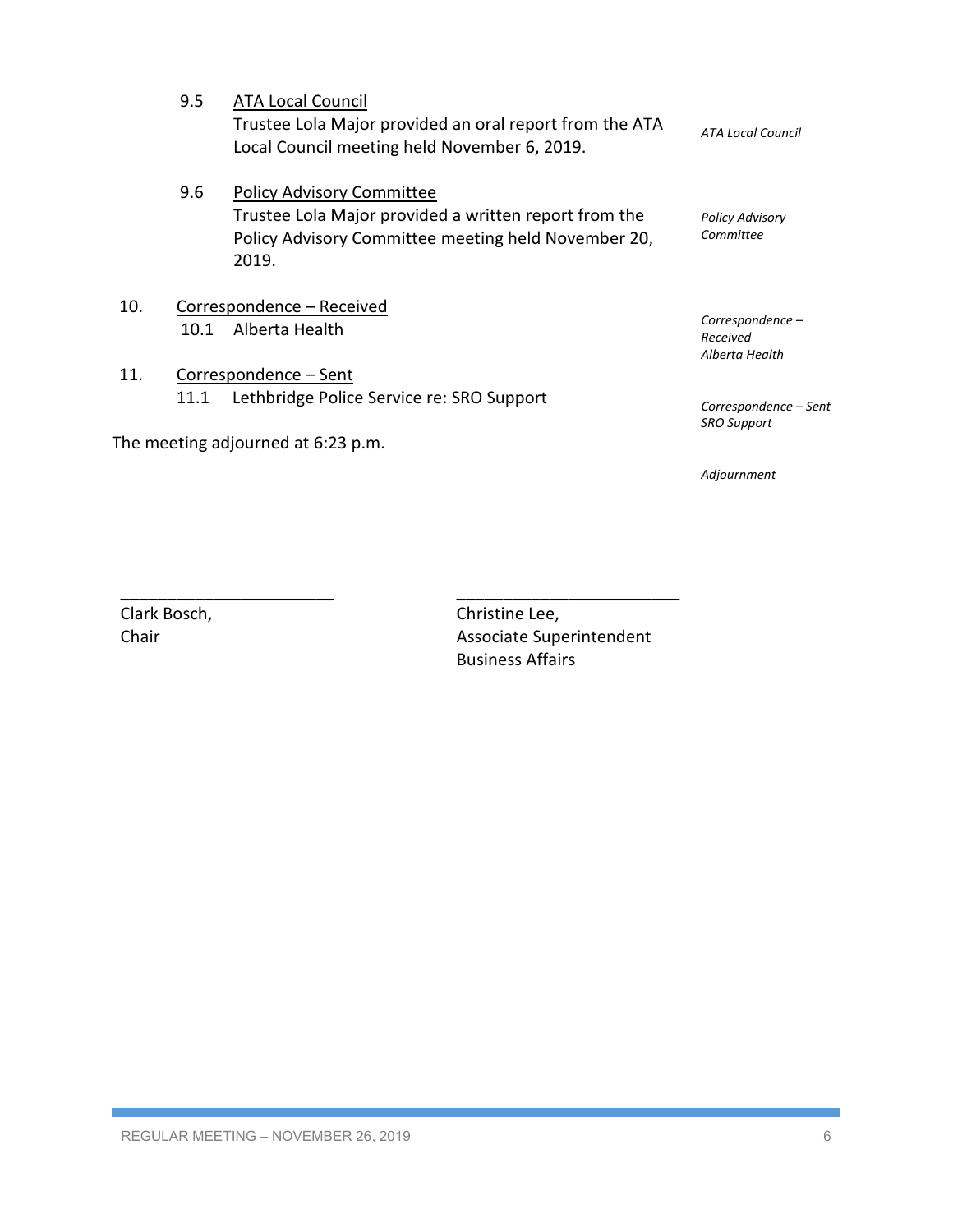9.5 ATA Local Council
Trustee Lola Major provided an oral report from the ATA Local Council meeting held November 6, 2019.

*ATA Local Council*

9.6 Policy Advisory Committee
Trustee Lola Major provided a written report from the Policy Advisory Committee meeting held November 20, 2019.

*Policy Advisory Committee*

10. Correspondence – Received
10.1 Alberta Health

*Correspondence – Received Alberta Health*

11. Correspondence – Sent
11.1 Lethbridge Police Service re: SRO Support

*Correspondence – Sent SRO Support*

The meeting adjourned at 6:23 p.m.

*Adjournment*

______________________
Clark Bosch,
Chair

______________________
Christine Lee,
Associate Superintendent
Business Affairs